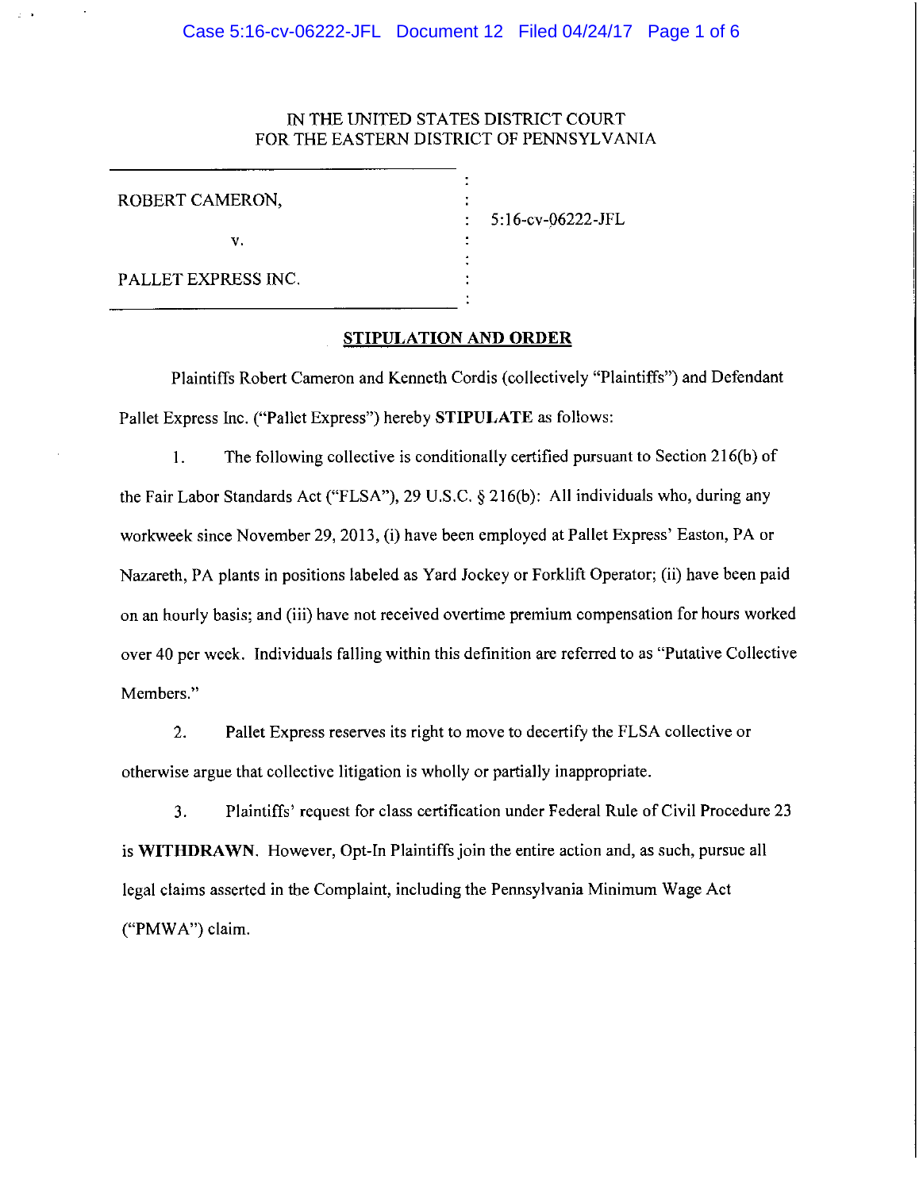IN THE UNITED STATES DISTRICT COURT
FOR THE EASTERN DISTRICT OF PENNSYLVANIA

| | | |
|---|---|---|
| ROBERT CAMERON, | : | 5:16-cv-06222-JFL |
| v. | : | |
| PALLET EXPRESS INC. | : | |

## STIPULATION AND ORDER

Plaintiffs Robert Cameron and Kenneth Cordis (collectively "Plaintiffs") and Defendant Pallet Express Inc. ("Pallet Express") hereby **STIPULATE** as follows:

1. The following collective is conditionally certified pursuant to Section 216(b) of the Fair Labor Standards Act ("FLSA"), 29 U.S.C. § 216(b): All individuals who, during any workweek since November 29, 2013, (i) have been employed at Pallet Express' Easton, PA or Nazareth, PA plants in positions labeled as Yard Jockey or Forklift Operator; (ii) have been paid on an hourly basis; and (iii) have not received overtime premium compensation for hours worked over 40 per week. Individuals falling within this definition are referred to as "Putative Collective Members."

2. Pallet Express reserves its right to move to decertify the FLSA collective or otherwise argue that collective litigation is wholly or partially inappropriate.

3. Plaintiffs' request for class certification under Federal Rule of Civil Procedure 23 is **WITHDRAWN**. However, Opt-In Plaintiffs join the entire action and, as such, pursue all legal claims asserted in the Complaint, including the Pennsylvania Minimum Wage Act ("PMWA") claim.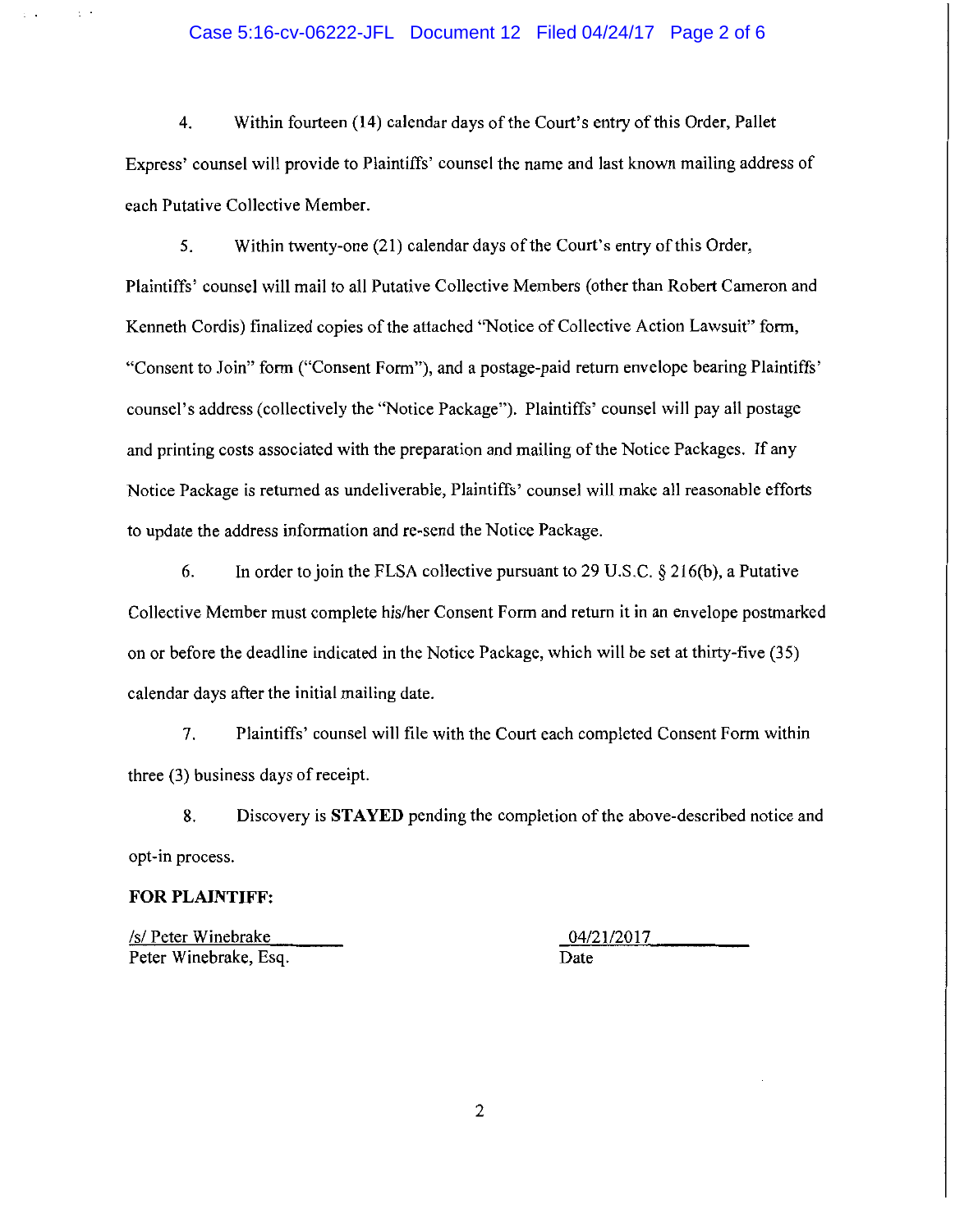4. Within fourteen (14) calendar days of the Court's entry of this Order, Pallet Express' counsel will provide to Plaintiffs' counsel the name and last known mailing address of each Putative Collective Member.

5. Within twenty-one (21) calendar days of the Court's entry of this Order, Plaintiffs' counsel will mail to all Putative Collective Members (other than Robert Cameron and Kenneth Cordis) finalized copies of the attached "Notice of Collective Action Lawsuit" form, "Consent to Join" form ("Consent Form"), and a postage-paid return envelope bearing Plaintiffs' counsel's address (collectively the "Notice Package"). Plaintiffs' counsel will pay all postage and printing costs associated with the preparation and mailing of the Notice Packages. If any Notice Package is returned as undeliverable, Plaintiffs' counsel will make all reasonable efforts to update the address information and re-send the Notice Package.

6. In order to join the FLSA collective pursuant to 29 U.S.C. § 216(b), a Putative Collective Member must complete his/her Consent Form and return it in an envelope postmarked on or before the deadline indicated in the Notice Package, which will be set at thirty-five (35) calendar days after the initial mailing date.

7. Plaintiffs' counsel will file with the Court each completed Consent Form within three (3) business days of receipt.

8. Discovery is **STAYED** pending the completion of the above-described notice and opt-in process.

**FOR PLAINTIFF:**

/s/ Peter Winebrake
Peter Winebrake, Esq.

04/21/2017
Date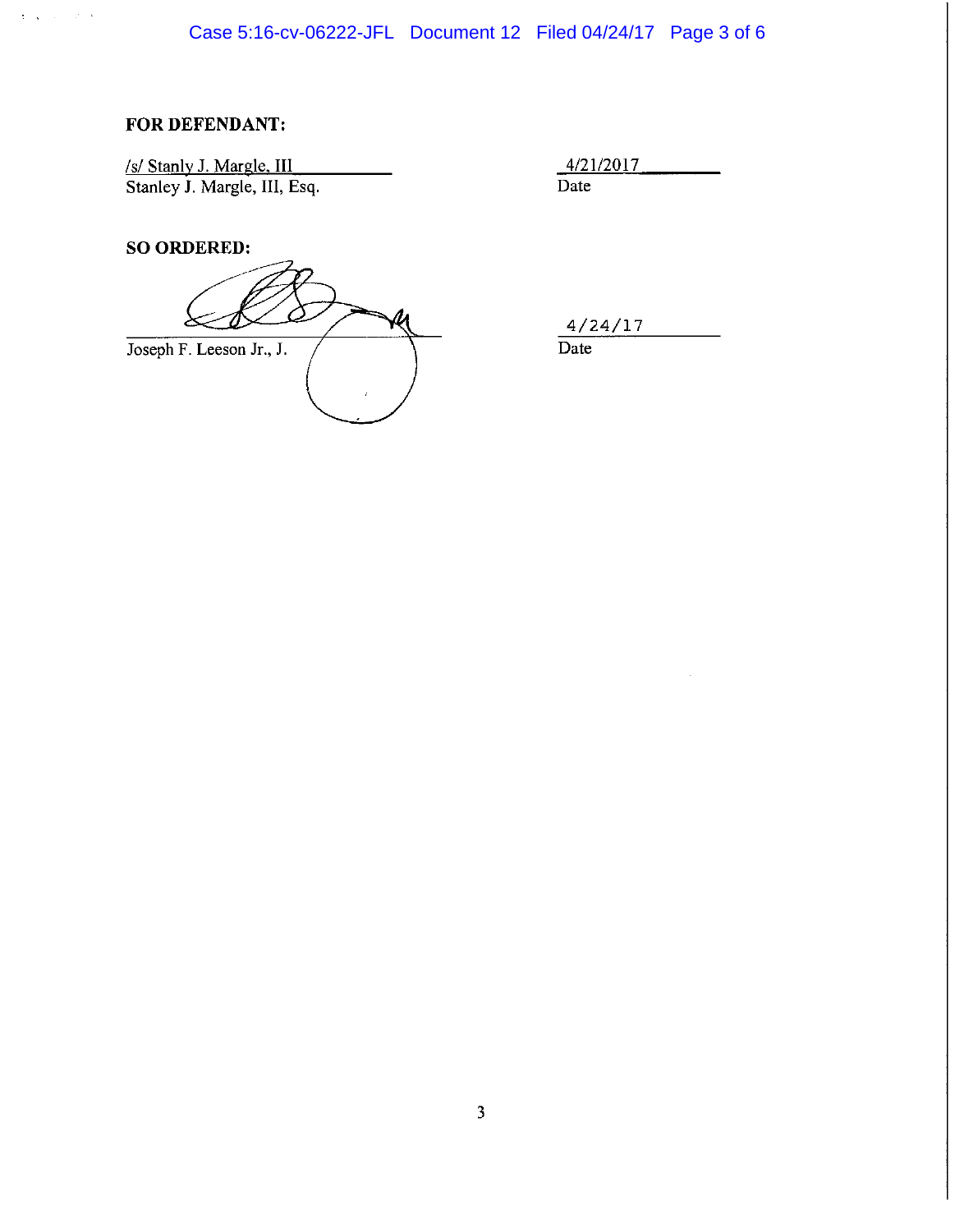**FOR DEFENDANT:**

/s/ Stanly J. Margle, III
Stanley J. Margle, III, Esq.

4/21/2017
Date

**SO ORDERED:**

Joseph F. Leeson Jr., J.

4/24/17
Date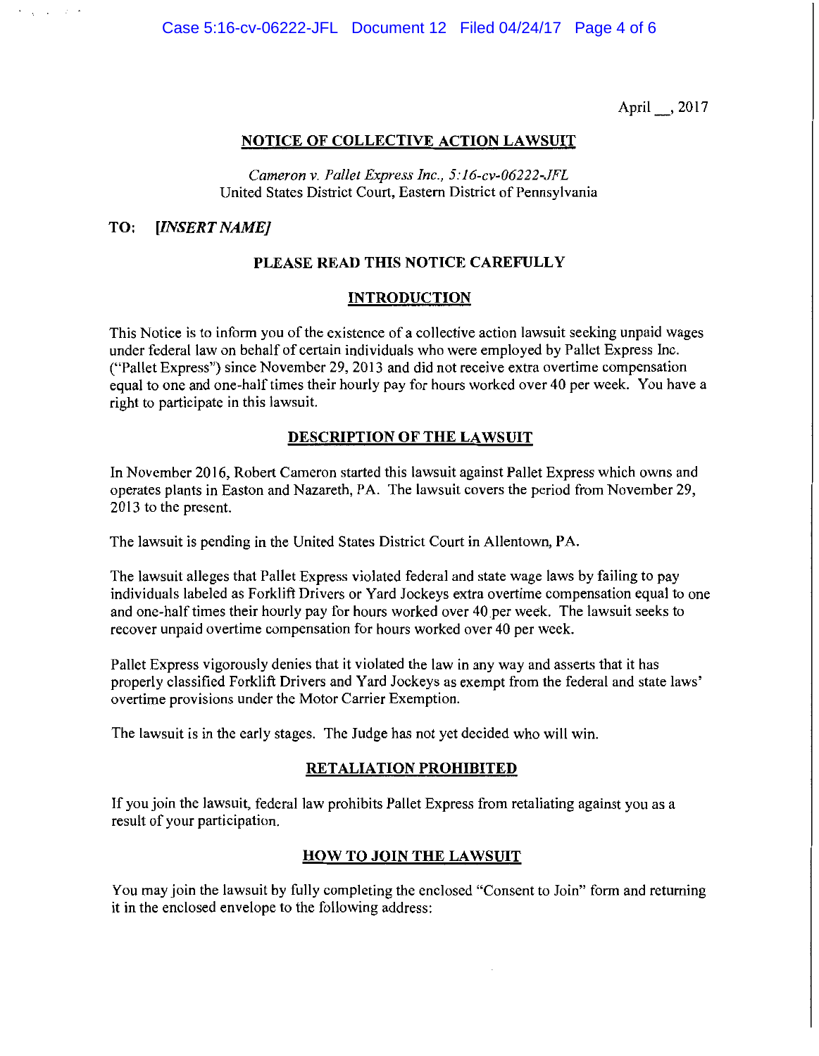April __, 2017

## NOTICE OF COLLECTIVE ACTION LAWSUIT

*Cameron v. Pallet Express Inc., 5:16-cv-06222-JFL*
United States District Court, Eastern District of Pennsylvania

**TO:** ***[INSERT NAME]***

**PLEASE READ THIS NOTICE CAREFULLY**

### INTRODUCTION

This Notice is to inform you of the existence of a collective action lawsuit seeking unpaid wages under federal law on behalf of certain individuals who were employed by Pallet Express Inc. ("Pallet Express") since November 29, 2013 and did not receive extra overtime compensation equal to one and one-half times their hourly pay for hours worked over 40 per week. You have a right to participate in this lawsuit.

### DESCRIPTION OF THE LAWSUIT

In November 2016, Robert Cameron started this lawsuit against Pallet Express which owns and operates plants in Easton and Nazareth, PA. The lawsuit covers the period from November 29, 2013 to the present.

The lawsuit is pending in the United States District Court in Allentown, PA.

The lawsuit alleges that Pallet Express violated federal and state wage laws by failing to pay individuals labeled as Forklift Drivers or Yard Jockeys extra overtime compensation equal to one and one-half times their hourly pay for hours worked over 40 per week. The lawsuit seeks to recover unpaid overtime compensation for hours worked over 40 per week.

Pallet Express vigorously denies that it violated the law in any way and asserts that it has properly classified Forklift Drivers and Yard Jockeys as exempt from the federal and state laws' overtime provisions under the Motor Carrier Exemption.

The lawsuit is in the early stages. The Judge has not yet decided who will win.

### RETALIATION PROHIBITED

If you join the lawsuit, federal law prohibits Pallet Express from retaliating against you as a result of your participation.

### HOW TO JOIN THE LAWSUIT

You may join the lawsuit by fully completing the enclosed "Consent to Join" form and returning it in the enclosed envelope to the following address: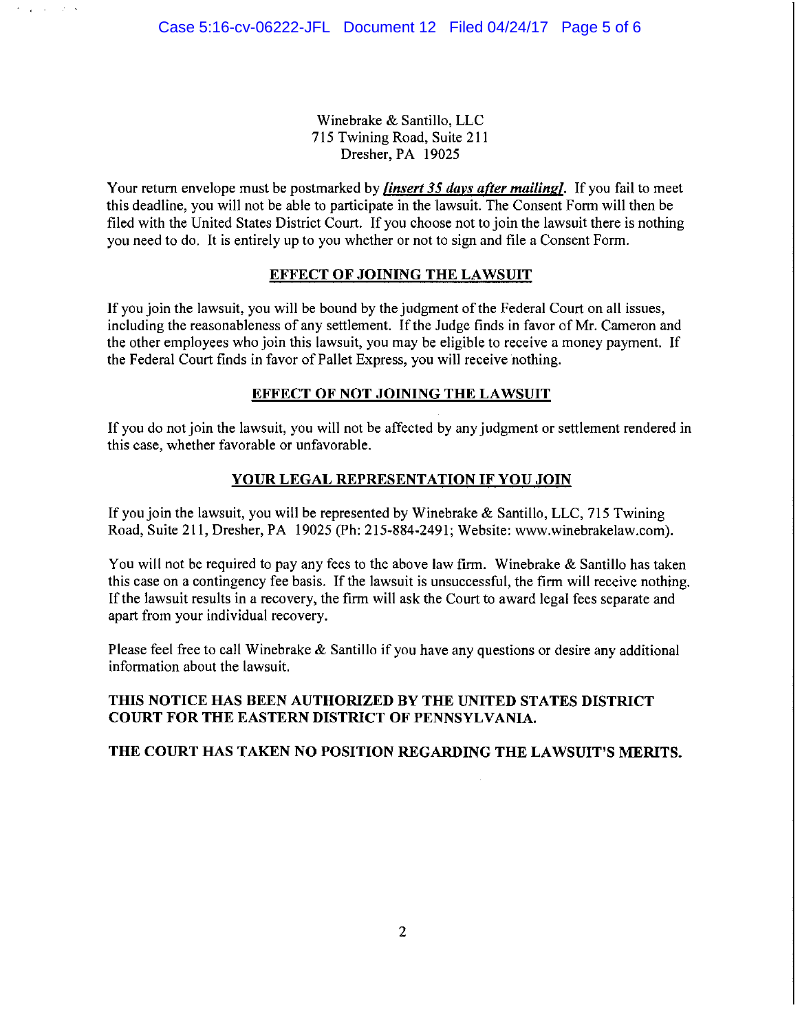Winebrake & Santillo, LLC
715 Twining Road, Suite 211
Dresher, PA 19025

Your return envelope must be postmarked by ***[insert 35 days after mailing]***. If you fail to meet this deadline, you will not be able to participate in the lawsuit. The Consent Form will then be filed with the United States District Court. If you choose not to join the lawsuit there is nothing you need to do. It is entirely up to you whether or not to sign and file a Consent Form.

## EFFECT OF JOINING THE LAWSUIT

If you join the lawsuit, you will be bound by the judgment of the Federal Court on all issues, including the reasonableness of any settlement. If the Judge finds in favor of Mr. Cameron and the other employees who join this lawsuit, you may be eligible to receive a money payment. If the Federal Court finds in favor of Pallet Express, you will receive nothing.

## EFFECT OF NOT JOINING THE LAWSUIT

If you do not join the lawsuit, you will not be affected by any judgment or settlement rendered in this case, whether favorable or unfavorable.

## YOUR LEGAL REPRESENTATION IF YOU JOIN

If you join the lawsuit, you will be represented by Winebrake & Santillo, LLC, 715 Twining Road, Suite 211, Dresher, PA 19025 (Ph: 215-884-2491; Website: www.winebrakelaw.com).

You will not be required to pay any fees to the above law firm. Winebrake & Santillo has taken this case on a contingency fee basis. If the lawsuit is unsuccessful, the firm will receive nothing. If the lawsuit results in a recovery, the firm will ask the Court to award legal fees separate and apart from your individual recovery.

Please feel free to call Winebrake & Santillo if you have any questions or desire any additional information about the lawsuit.

**THIS NOTICE HAS BEEN AUTHORIZED BY THE UNITED STATES DISTRICT COURT FOR THE EASTERN DISTRICT OF PENNSYLVANIA.**

**THE COURT HAS TAKEN NO POSITION REGARDING THE LAWSUIT'S MERITS.**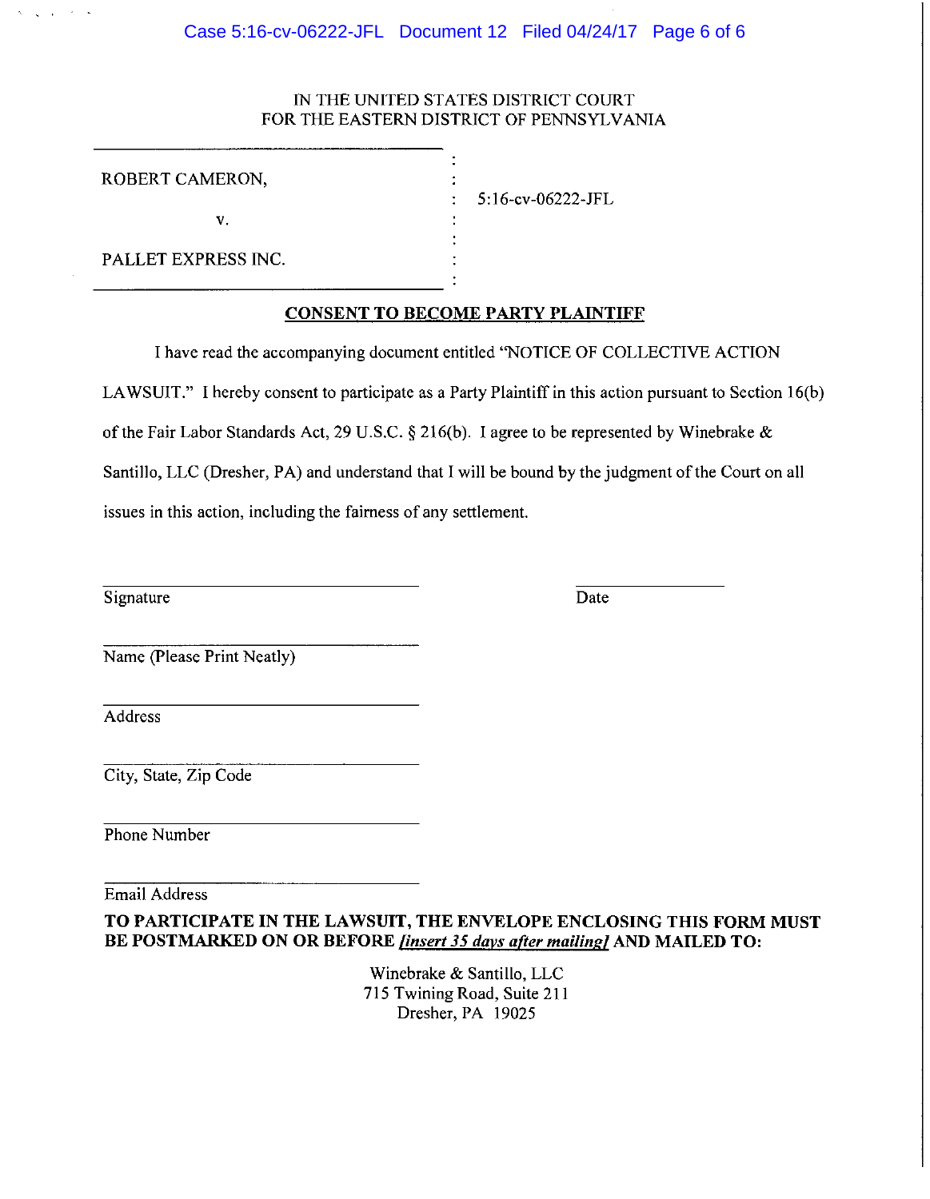IN THE UNITED STATES DISTRICT COURT
FOR THE EASTERN DISTRICT OF PENNSYLVANIA

| | | |
|---|---|---|
| ROBERT CAMERON, | : | 5:16-cv-06222-JFL |
| v. | : | |
| PALLET EXPRESS INC. | : | |

## CONSENT TO BECOME PARTY PLAINTIFF

I have read the accompanying document entitled "NOTICE OF COLLECTIVE ACTION LAWSUIT." I hereby consent to participate as a Party Plaintiff in this action pursuant to Section 16(b) of the Fair Labor Standards Act, 29 U.S.C. § 216(b). I agree to be represented by Winebrake & Santillo, LLC (Dresher, PA) and understand that I will be bound by the judgment of the Court on all issues in this action, including the fairness of any settlement.

Signature ______________________ Date ____________

Name (Please Print Neatly) ______________________

Address ______________________

City, State, Zip Code ______________________

Phone Number ______________________

Email Address ______________________

**TO PARTICIPATE IN THE LAWSUIT, THE ENVELOPE ENCLOSING THIS FORM MUST BE POSTMARKED ON OR BEFORE *[insert 35 days after mailing]* AND MAILED TO:**

Winebrake & Santillo, LLC
715 Twining Road, Suite 211
Dresher, PA 19025